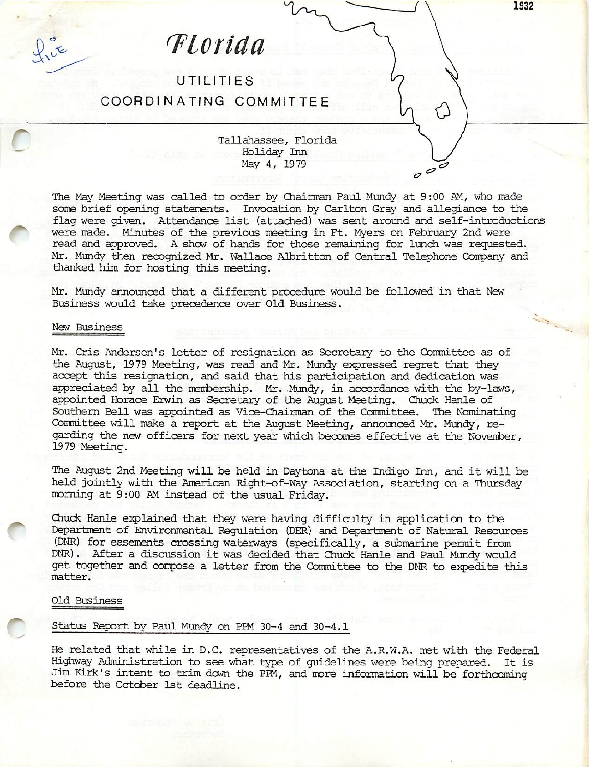# Florida

## UTILITIES COORDINATING COMMITTEE

Tallahassee, Florida
Holiday Inn
May 4, 1979

The May Meeting was called to order by Chairman Paul Mundy at 9:00 AM, who made some brief opening statements. Invocation by Carlton Gray and allegiance to the flag were given. Attendance list (attached) was sent around and self-introductions were made. Minutes of the previous meeting in Ft. Myers on February 2nd were read and approved. A show of hands for those remaining for lunch was requested. Mr. Mundy then recognized Mr. Wallace Albritton of Central Telephone Company and thanked him for hosting this meeting.

Mr. Mundy announced that a different procedure would be followed in that New Business would take precedence over Old Business.

### New Business

Mr. Cris Andersen's letter of resignation as Secretary to the Committee as of the August, 1979 Meeting, was read and Mr. Mundy expressed regret that they accept this resignation, and said that his participation and dedication was appreciated by all the membership. Mr. Mundy, in accordance with the by-laws, appointed Horace Erwin as Secretary of the August Meeting. Chuck Hanle of Southern Bell was appointed as Vice-Chairman of the Committee. The Nominating Committee will make a report at the August Meeting, announced Mr. Mundy, regarding the new officers for next year which becomes effective at the November, 1979 Meeting.

The August 2nd Meeting will be held in Daytona at the Indigo Inn, and it will be held jointly with the American Right-of-Way Association, starting on a Thursday morning at 9:00 AM instead of the usual Friday.

Chuck Hanle explained that they were having difficulty in application to the Department of Environmental Regulation (DER) and Department of Natural Resources (DNR) for easements crossing waterways (specifically, a submarine permit from DNR). After a discussion it was decided that Chuck Hanle and Paul Mundy would get together and compose a letter from the Committee to the DNR to expedite this matter.

### Old Business

#### Status Report by Paul Mundy on PPM 30-4 and 30-4.1

He related that while in D.C. representatives of the A.R.W.A. met with the Federal Highway Administration to see what type of guidelines were being prepared. It is Jim Kirk's intent to trim down the PPM, and more information will be forthcoming before the October 1st deadline.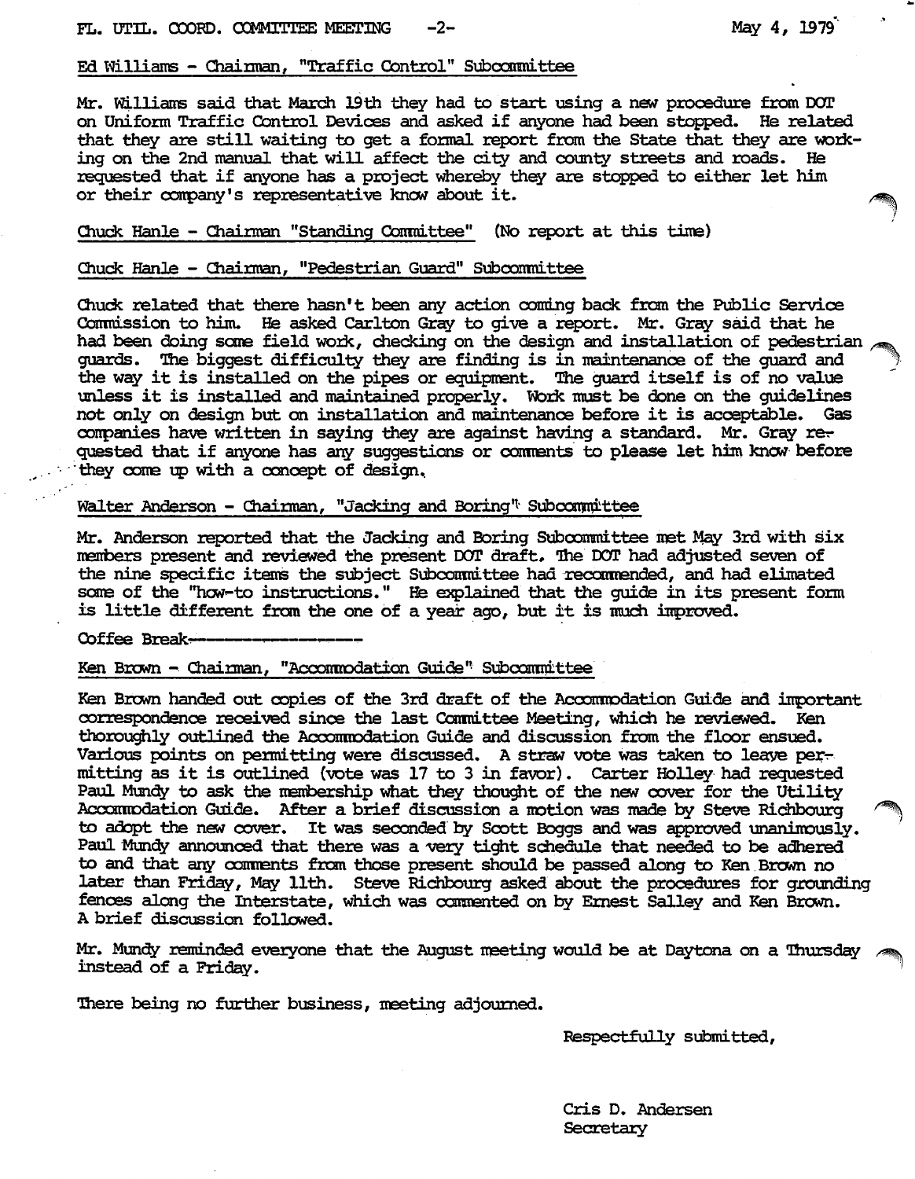Ed Williams - Chairman, "Traffic Control" Subcommittee

Mr. Williams said that March 19th they had to start using a new procedure from DOT on Uniform Traffic Control Devices and asked if anyone had been stopped. He related that they are still waiting to get a formal report from the State that they are working on the 2nd manual that will affect the city and county streets and roads. He requested that if anyone has a project whereby they are stopped to either let him or their company's representative know about it.

Chuck Hanle - Chairman "Standing Committee" (No report at this time)

Chuck Hanle - Chairman, "Pedestrian Guard" Subcommittee

Chuck related that there hasn't been any action coming back from the Public Service Commission to him. He asked Carlton Gray to give a report. Mr. Gray said that he had been doing some field work, checking on the design and installation of pedestrian guards. The biggest difficulty they are finding is in maintenance of the guard and the way it is installed on the pipes or equipment. The guard itself is of no value unless it is installed and maintained properly. Work must be done on the guidelines not only on design but on installation and maintenance before it is acceptable. Gas companies have written in saying they are against having a standard. Mr. Gray requested that if anyone has any suggestions or comments to please let him know before they come up with a concept of design.

Walter Anderson - Chairman, "Jacking and Boring" Subcommittee

Mr. Anderson reported that the Jacking and Boring Subcommittee met May 3rd with six members present and reviewed the present DOT draft. The DOT had adjusted seven of the nine specific items the subject Subcommittee had recommended, and had elimated some of the "how-to instructions." He explained that the guide in its present form is little different from the one of a year ago, but it is much improved.

Coffee Break-----------------

Ken Brown - Chairman, "Accommodation Guide" Subcommittee

Ken Brown handed out copies of the 3rd draft of the Accommodation Guide and important correspondence received since the last Committee Meeting, which he reviewed. Ken thoroughly outlined the Accommodation Guide and discussion from the floor ensued. Various points on permitting were discussed. A straw vote was taken to leave permitting as it is outlined (vote was 17 to 3 in favor). Carter Holley had requested Paul Mundy to ask the membership what they thought of the new cover for the Utility Accommodation Guide. After a brief discussion a motion was made by Steve Richbourg to adopt the new cover. It was seconded by Scott Boggs and was approved unanimously. Paul Mundy announced that there was a very tight schedule that needed to be adhered to and that any comments from those present should be passed along to Ken Brown no later than Friday, May 11th. Steve Richbourg asked about the procedures for grounding fences along the Interstate, which was commented on by Ernest Salley and Ken Brown. A brief discussion followed.

Mr. Mundy reminded everyone that the August meeting would be at Daytona on a Thursday instead of a Friday.

There being no further business, meeting adjourned.

Respectfully submitted,

Cris D. Andersen
Secretary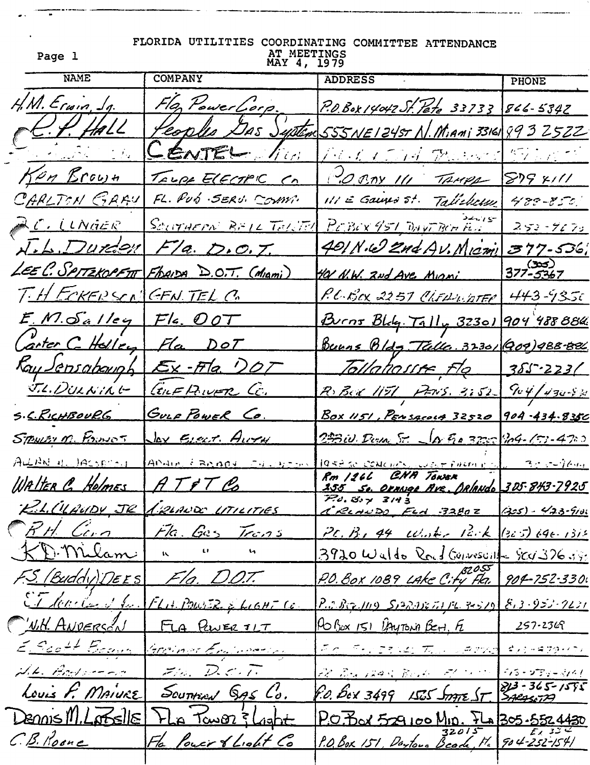Page 1

# FLORIDA UTILITIES COORDINATING COMMITTEE ATTENDANCE AT MEETINGS
MAY 4, 1979

| NAME | COMPANY | ADDRESS | PHONE |
|---|---|---|---|
| H.M. Erwin, Jr. | Fla Power Corp. | P.O. Box 14042 St. Pete 33733 | 866-5342 |
| C.P. Hall | Peoples Gas System | 555 NE 124 St N. Miami 33161 | 893 2522 |
| | CENTEL | | |
| Ken Brown | Tampa Electric Co | P.O. Box 111 Tampa | 879 4111 |
| CARLTON GRAY | FL. PUB. SERV. COMM. | 111 E Gaines St. Tallahassee | 488-85 |
| R.C. LINGER | SOUTHERN BELL TEL&TEL | P.O. Box 451, Daytona Bch Fla 32015 | 253-9670 |
| J.L. Durden | Fla. D.O.T. | 401 N.W. 2nd Av. Miami | 377-5361 |
| LEE C. SPITZKOPF III | Florida D.O.T. (Miami) | 401 N.W. 2nd Ave Miami | (305) 377-5367 |
| T.H. ECKERSON | GEN. TEL Co. | P.O. Box 2257 Clearwater | 443-9350 |
| E.M. Salley | Fla. DOT | Burns Bldg. Tally 32301 | 904 488 884 |
| Carter C. Holley | Fla DOT | Burns Bldg Talla. 32301 | (904) 488-884 |
| Ray Sensabaugh | Ex-Fla DOT | Tallahassee, Fla | 385-2231 |
| J.L. DURNING | GULF POWER Co. | P.O. Box 1151 PENS. 3252 | 904/434-8 |
| S.C. RICHBOURG | GULF POWER Co. | Box 1151, PENSACOLA 32520 | 904-434-8350 |
| STANLEY M. PINNOT | JAX ELECT. AUTH | 233 W. Duval St. Jax Fla 32202 | 904-633-47 |
| ALLAN H. JACKSON | ADAIR & BRADY | 1958 S. CONCORD ... | 305-...-7644 |
| Walter C. Holmes | AT&T Co | Rm 1266 CNA Tower 255 So. Orange Ave. Orlando | 305-843-7925 |
| R.L. CLAUDY, JR | ORLANDO UTILITIES | P.O. Box 3143 ORLANDO, FLA 32802 | (305)-423-91 |
| R.H. Cain | Fla. Gas Trans | P.O. Box 44 Winter Park | (305) 646-131 |
| K.D. Milam | " " " | 3920 Waldo Road Gainesville | 904 376 |
| F.S. (Buddy) DEES | Fla. D.O.T. | P.O. Box 1089 Lake City Fla. 32055 | 904-752-330 |
| | FLA. POWER & LIGHT Co. | P.O. Box 1119 Sarasota Fl. 34579 | 813-953-72 |
| W.H. ANDERSON | FLA POWER & LT | PO Box 151 DAYTONA BCH, FL | 257-2369 |
| E. Scott ... | Greiner Engineering | | |
| W.L. Anderson | Fla. D.O.T. | P.O. Box 1249 ... | 813-... |
| Louis P. Maiure | Southern Gas Co. | P.O. Box 3499 1565 State St Sarasota | 813-365-1595 |
| Dennis M. LaBelle | Fla Power & Light | P.O. Box 529100 Mia. Fla | 305-552 4430 |
| C.B. Roane | Fla Power & Light Co | P.O. Box 151, Daytona Beach, Fl. 32015 | 904-252-1541 Ex 332 |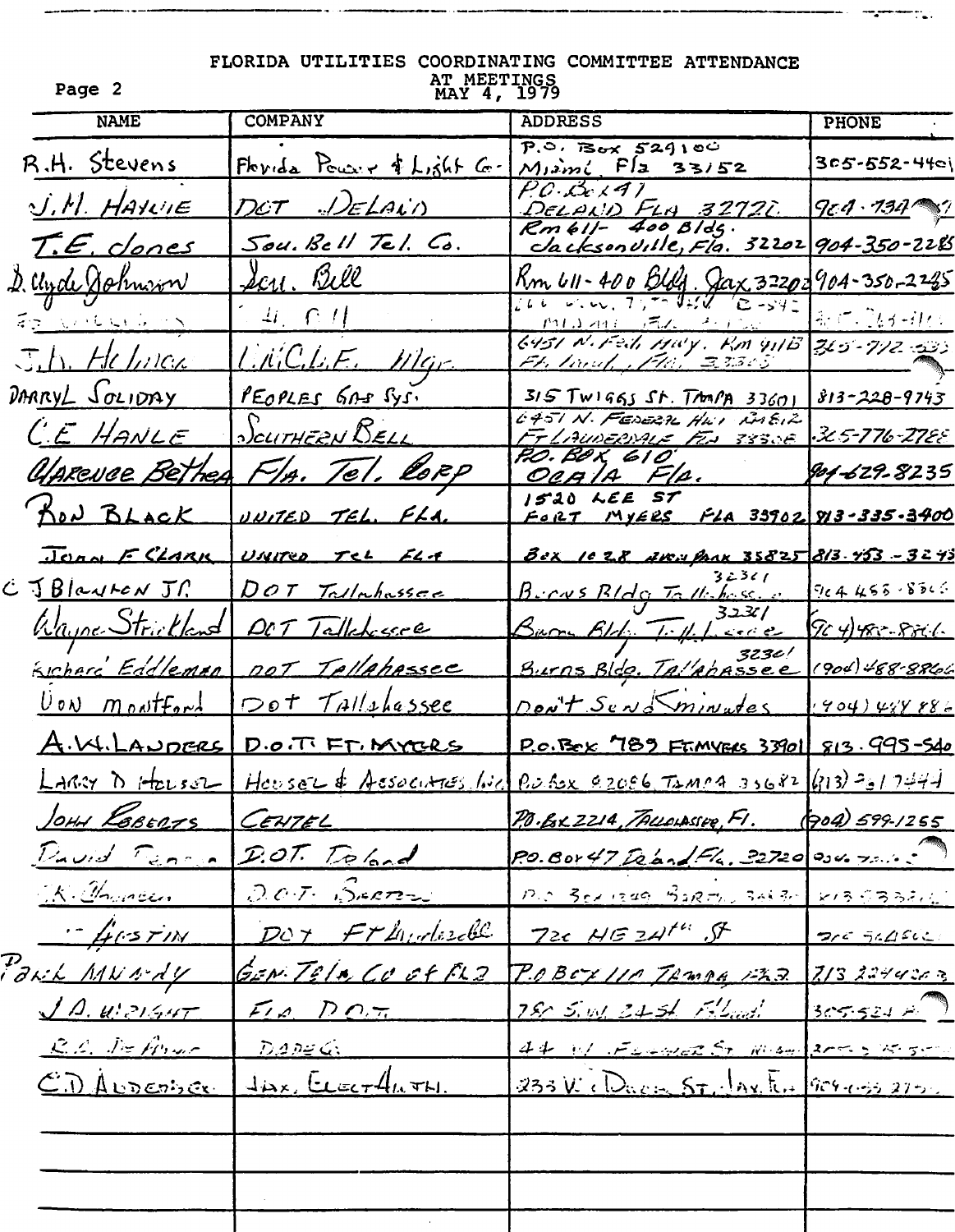# FLORIDA UTILITIES COORDINATING COMMITTEE ATTENDANCE AT MEETINGS MAY 4, 1979

Page 2

| NAME | COMPANY | ADDRESS | PHONE |
|---|---|---|---|
| R.H. Stevens | Florida Power & Light Co. | P.O. Box 529100 Miami, Fla 33152 | 305-552-4401 |
| J.M. Haynie | DOT DeLand | P.O. Box 47 DeLand Fla 32720 | 904-734- |
| T.E. Jones | Sou. Bell Tel. Co. | Rm 611- 400 Bldg. Jacksonville, Fla. 32202 | 904-350-2285 |
| D. Clyde Johnson | Sou. Bell | Rm 611-400 Bldg. Jax 32202 | 904-350-2285 |
| | | Miami, Fla. | |
| J.D. Helmer | U.C.I.L.E. Mgr. | 6451 N. Fed. Hwy. Rm 911B Ft. Laud., Fla. 33308 | 305-772- |
| Darryl Soliday | Peoples Gas Sys. | 315 Twiggs St. Tampa 33601 | 813-228-9743 |
| C.E. Hanle | Southern Bell | 6451 N. Federal Hwy Rm 812 Ft Lauderdale Fla 33308 | 305-776-2788 |
| Clarence Bethea | Fla. Tel. Corp | P.O. Box 610 Ocala Fla. | 904-629-8235 |
| Ron Black | United Tel. Fla. | 1520 Lee St Fort Myers Fla 33902 | 813-335-3400 |
| John F Clark | United Tel Fla | Box 1028 Avon Park 33825 | 813-453-3243 |
| C J Blanton Jr. | DOT Tallahassee | Burns Bldg Tallahassee 32301 | 904 488-8866 |
| Wayne Strickland | DOT Tallahassee | Burns Bldg. Tallahassee 32301 | (904) 488-8866 |
| Richard Eddleman | DOT Tallahassee | Burns Bldg. Tallahassee 32301 | (904) 488-8866 |
| Don Montford | DOT Tallahassee | Don't Send minutes | (904) 488-886 |
| A.W. Landers | D.O.T. Ft. Myers | P.O. Box 789 Ft. Myers 33901 | 813-995-540 |
| Larry D Housel | Housel & Associates, Inc. | P.O. Box 92086 Tampa 33682 | (813) 2-17444 |
| John Roberts | Centel | P.O. Box 2214, Tallahassee, Fl. | (904) 599-1255 |
| David | D.O.T. DeLand | P.O. Box 47 DeLand Fla. 32720 | 904- |
| K. | D.O.T. Bartow | P.O. Box 1249 Bartow | 813-533- |
| Austin | DOT Ft Lauderdale | 780 SW 24th St | 305- |
| Paul Murphy | Gen. Tele Co of Fla | P.O. Box 110 Tampa Fla. | 813 224-4 |
| J.A. Wright | Fla D.O.T. | 780 S.W. 24 St Ft. Laud. | 305-524- |
| R.C. DeFrain | DADE Co. | 44 W. Flagler St. Miami | 305- |
| C.D. Aldenberger | Jax. Elect Auth. | 233 W. Duval St. Jax. Fla. | 904- |